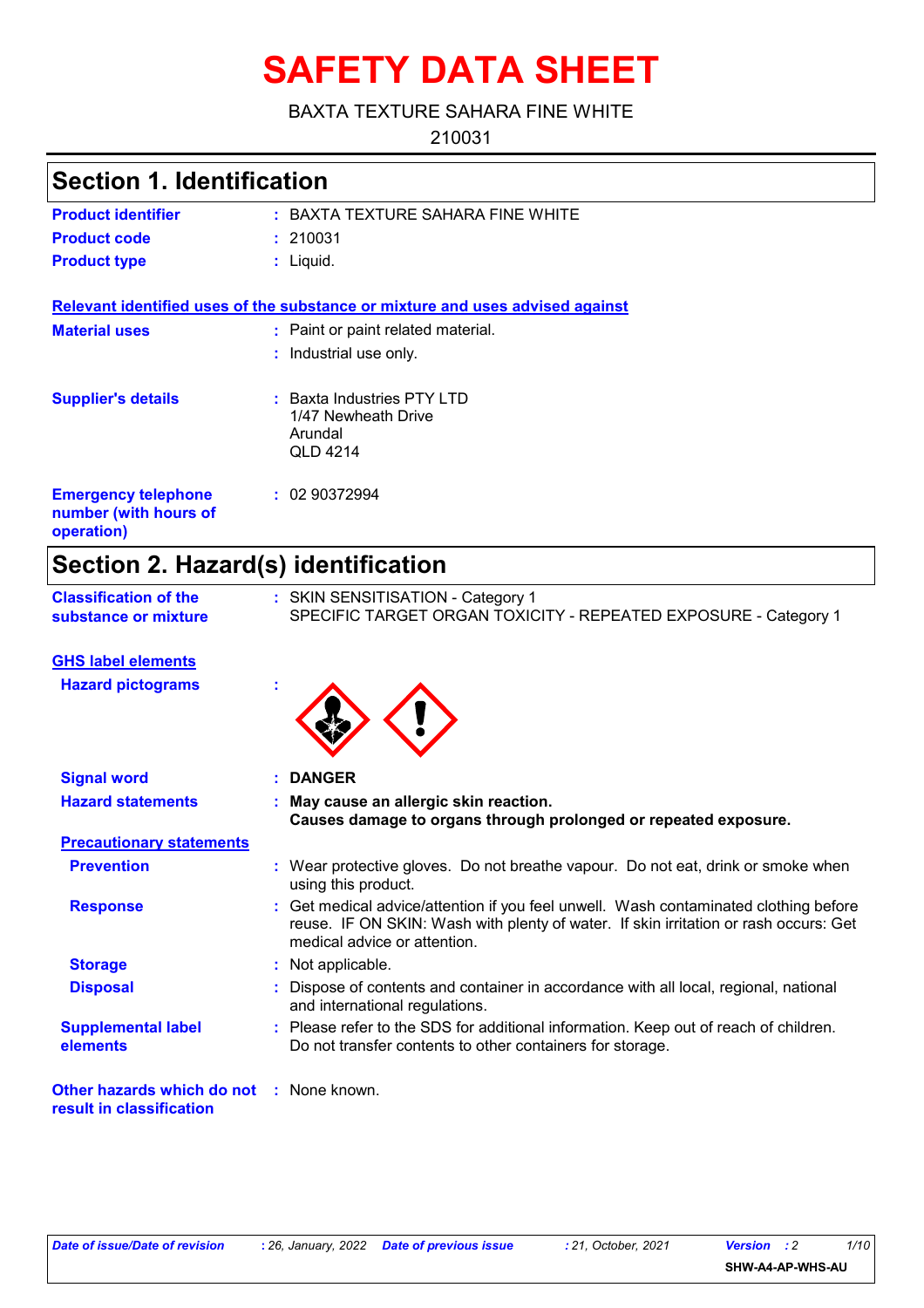# SAFETY DATA SHEET

BAXTA TEXTURE SAHARA FINE WHITE

210031

## Section 1. Identification

| | |
|---|---|
| **Product identifier** | : BAXTA TEXTURE SAHARA FINE WHITE |
| **Product code** | : 210031 |
| **Product type** | : Liquid. |

**Relevant identified uses of the substance or mixture and uses advised against**

| | |
|---|---|
| **Material uses** | : Paint or paint related material. |
| | : Industrial use only. |
| **Supplier's details** | : Baxta Industries PTY LTD<br>1/47 Newheath Drive<br>Arundal<br>QLD 4214 |
| **Emergency telephone number (with hours of operation)** | : 02 90372994 |

## Section 2. Hazard(s) identification

| | |
|---|---|
| **Classification of the substance or mixture** | : SKIN SENSITISATION - Category 1<br>SPECIFIC TARGET ORGAN TOXICITY - REPEATED EXPOSURE - Category 1 |

**GHS label elements**

| | |
|---|---|
| **Hazard pictograms** | : |
| **Signal word** | : **DANGER** |
| **Hazard statements** | : **May cause an allergic skin reaction.**<br>**Causes damage to organs through prolonged or repeated exposure.** |

**Precautionary statements**

| | |
|---|---|
| **Prevention** | : Wear protective gloves. Do not breathe vapour. Do not eat, drink or smoke when using this product. |
| **Response** | : Get medical advice/attention if you feel unwell. Wash contaminated clothing before reuse. IF ON SKIN: Wash with plenty of water. If skin irritation or rash occurs: Get medical advice or attention. |
| **Storage** | : Not applicable. |
| **Disposal** | : Dispose of contents and container in accordance with all local, regional, national and international regulations. |
| **Supplemental label elements** | : Please refer to the SDS for additional information. Keep out of reach of children. Do not transfer contents to other containers for storage. |
| **Other hazards which do not result in classification** | : None known. |

*Date of issue/Date of revision* : 26, January, 2022 *Date of previous issue* : 21, October, 2021 *Version* : 2

SHW-A4-AP-WHS-AU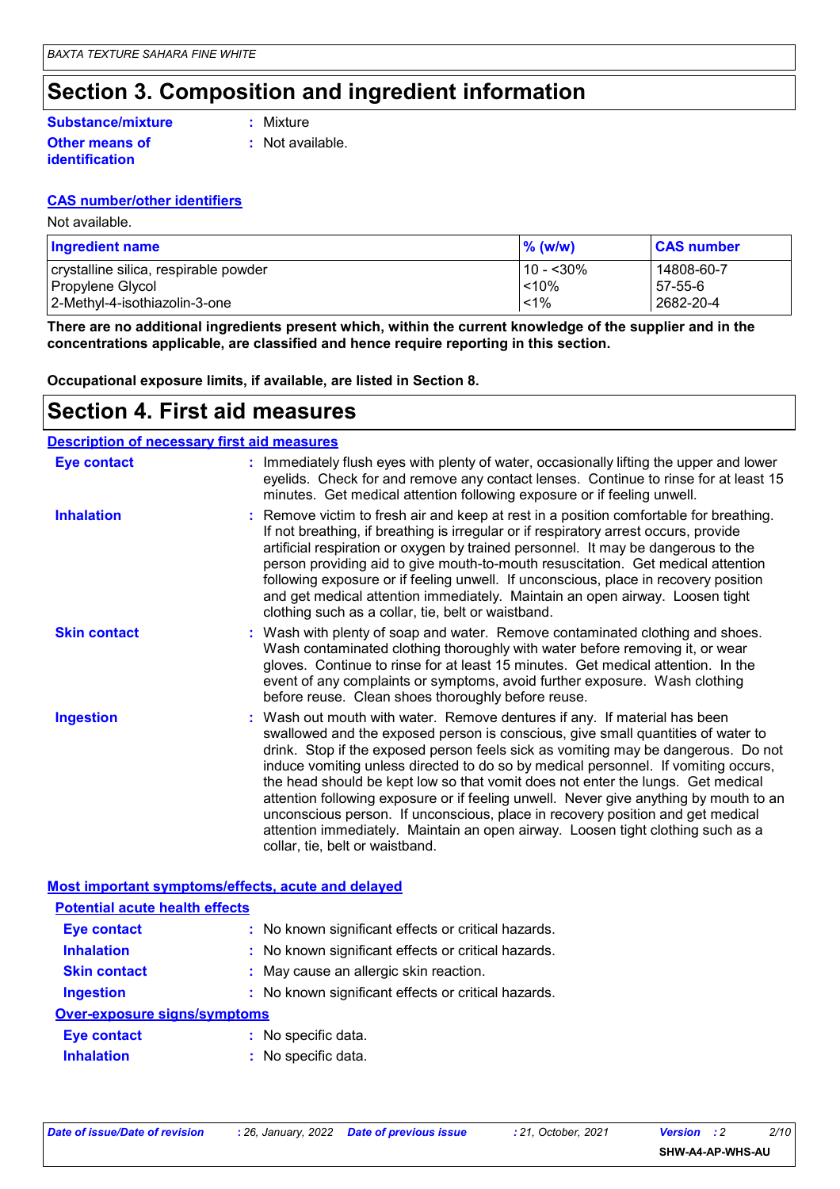## Section 3. Composition and ingredient information

**Substance/mixture** : Mixture

**Other means of identification** : Not available.

**CAS number/other identifiers**

Not available.

| Ingredient name | % (w/w) | CAS number |
|---|---|---|
| crystalline silica, respirable powder | 10 - <30% | 14808-60-7 |
| Propylene Glycol | <10% | 57-55-6 |
| 2-Methyl-4-isothiazolin-3-one | <1% | 2682-20-4 |

**There are no additional ingredients present which, within the current knowledge of the supplier and in the concentrations applicable, are classified and hence require reporting in this section.**

**Occupational exposure limits, if available, are listed in Section 8.**

## Section 4. First aid measures

**Description of necessary first aid measures**

**Eye contact** : Immediately flush eyes with plenty of water, occasionally lifting the upper and lower eyelids. Check for and remove any contact lenses. Continue to rinse for at least 15 minutes. Get medical attention following exposure or if feeling unwell.

**Inhalation** : Remove victim to fresh air and keep at rest in a position comfortable for breathing. If not breathing, if breathing is irregular or if respiratory arrest occurs, provide artificial respiration or oxygen by trained personnel. It may be dangerous to the person providing aid to give mouth-to-mouth resuscitation. Get medical attention following exposure or if feeling unwell. If unconscious, place in recovery position and get medical attention immediately. Maintain an open airway. Loosen tight clothing such as a collar, tie, belt or waistband.

**Skin contact** : Wash with plenty of soap and water. Remove contaminated clothing and shoes. Wash contaminated clothing thoroughly with water before removing it, or wear gloves. Continue to rinse for at least 15 minutes. Get medical attention. In the event of any complaints or symptoms, avoid further exposure. Wash clothing before reuse. Clean shoes thoroughly before reuse.

**Ingestion** : Wash out mouth with water. Remove dentures if any. If material has been swallowed and the exposed person is conscious, give small quantities of water to drink. Stop if the exposed person feels sick as vomiting may be dangerous. Do not induce vomiting unless directed to do so by medical personnel. If vomiting occurs, the head should be kept low so that vomit does not enter the lungs. Get medical attention following exposure or if feeling unwell. Never give anything by mouth to an unconscious person. If unconscious, place in recovery position and get medical attention immediately. Maintain an open airway. Loosen tight clothing such as a collar, tie, belt or waistband.

**Most important symptoms/effects, acute and delayed**

**Potential acute health effects**

**Eye contact** : No known significant effects or critical hazards.

**Inhalation** : No known significant effects or critical hazards.

**Skin contact** : May cause an allergic skin reaction.

**Ingestion** : No known significant effects or critical hazards.

**Over-exposure signs/symptoms**

**Eye contact** : No specific data.

**Inhalation** : No specific data.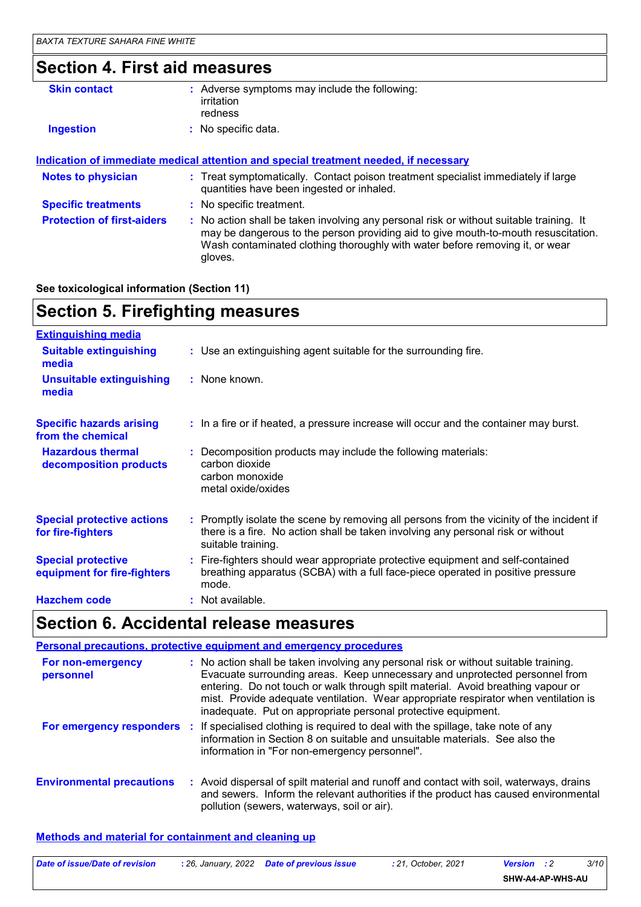## Section 4. First aid measures

| | |
|---|---|
| **Skin contact** | : Adverse symptoms may include the following:<br>irritation<br>redness |
| **Ingestion** | : No specific data. |

**Indication of immediate medical attention and special treatment needed, if necessary**

| | |
|---|---|
| **Notes to physician** | : Treat symptomatically. Contact poison treatment specialist immediately if large quantities have been ingested or inhaled. |
| **Specific treatments** | : No specific treatment. |
| **Protection of first-aiders** | : No action shall be taken involving any personal risk or without suitable training. It may be dangerous to the person providing aid to give mouth-to-mouth resuscitation. Wash contaminated clothing thoroughly with water before removing it, or wear gloves. |

**See toxicological information (Section 11)**

## Section 5. Firefighting measures

**Extinguishing media**

| | |
|---|---|
| **Suitable extinguishing media** | : Use an extinguishing agent suitable for the surrounding fire. |
| **Unsuitable extinguishing media** | : None known. |
| **Specific hazards arising from the chemical** | : In a fire or if heated, a pressure increase will occur and the container may burst. |
| **Hazardous thermal decomposition products** | : Decomposition products may include the following materials:<br>carbon dioxide<br>carbon monoxide<br>metal oxide/oxides |
| **Special protective actions for fire-fighters** | : Promptly isolate the scene by removing all persons from the vicinity of the incident if there is a fire. No action shall be taken involving any personal risk or without suitable training. |
| **Special protective equipment for fire-fighters** | : Fire-fighters should wear appropriate protective equipment and self-contained breathing apparatus (SCBA) with a full face-piece operated in positive pressure mode. |
| **Hazchem code** | : Not available. |

## Section 6. Accidental release measures

**Personal precautions, protective equipment and emergency procedures**

| | |
|---|---|
| **For non-emergency personnel** | : No action shall be taken involving any personal risk or without suitable training. Evacuate surrounding areas. Keep unnecessary and unprotected personnel from entering. Do not touch or walk through spilt material. Avoid breathing vapour or mist. Provide adequate ventilation. Wear appropriate respirator when ventilation is inadequate. Put on appropriate personal protective equipment. |
| **For emergency responders** | : If specialised clothing is required to deal with the spillage, take note of any information in Section 8 on suitable and unsuitable materials. See also the information in "For non-emergency personnel". |
| **Environmental precautions** | : Avoid dispersal of spilt material and runoff and contact with soil, waterways, drains and sewers. Inform the relevant authorities if the product has caused environmental pollution (sewers, waterways, soil or air). |

**Methods and material for containment and cleaning up**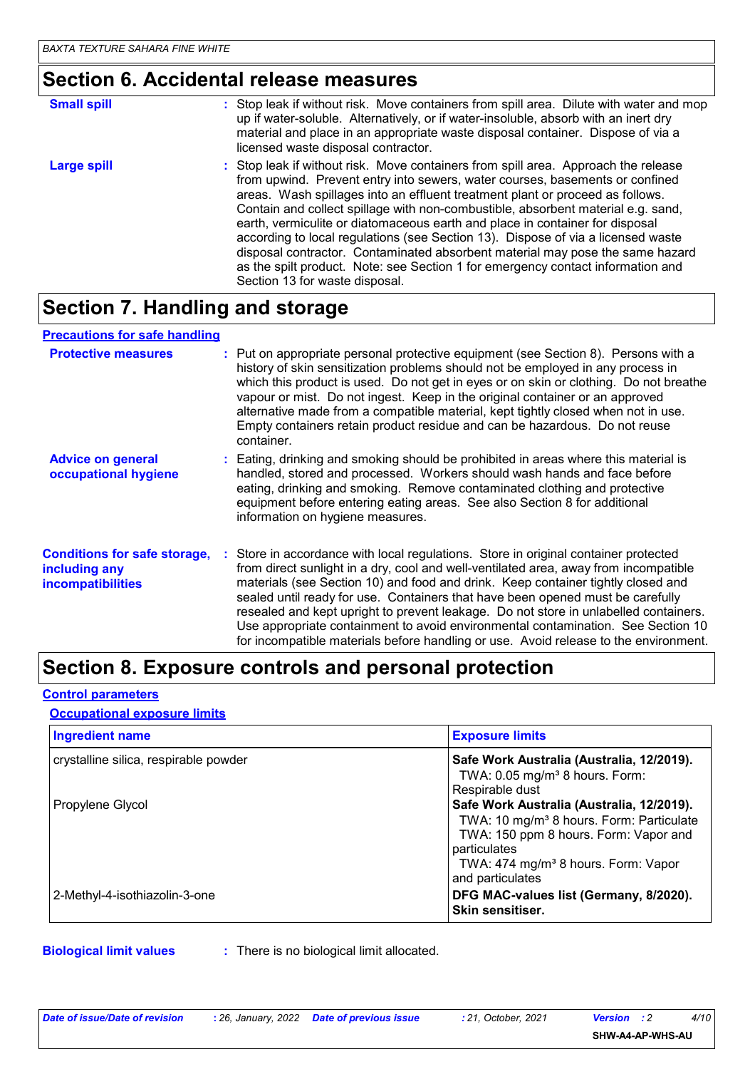## Section 6. Accidental release measures

**Small spill** : Stop leak if without risk. Move containers from spill area. Dilute with water and mop up if water-soluble. Alternatively, or if water-insoluble, absorb with an inert dry material and place in an appropriate waste disposal container. Dispose of via a licensed waste disposal contractor.

**Large spill** : Stop leak if without risk. Move containers from spill area. Approach the release from upwind. Prevent entry into sewers, water courses, basements or confined areas. Wash spillages into an effluent treatment plant or proceed as follows. Contain and collect spillage with non-combustible, absorbent material e.g. sand, earth, vermiculite or diatomaceous earth and place in container for disposal according to local regulations (see Section 13). Dispose of via a licensed waste disposal contractor. Contaminated absorbent material may pose the same hazard as the spilt product. Note: see Section 1 for emergency contact information and Section 13 for waste disposal.

## Section 7. Handling and storage

### Precautions for safe handling

**Protective measures** : Put on appropriate personal protective equipment (see Section 8). Persons with a history of skin sensitization problems should not be employed in any process in which this product is used. Do not get in eyes or on skin or clothing. Do not breathe vapour or mist. Do not ingest. Keep in the original container or an approved alternative made from a compatible material, kept tightly closed when not in use. Empty containers retain product residue and can be hazardous. Do not reuse container.

**Advice on general occupational hygiene** : Eating, drinking and smoking should be prohibited in areas where this material is handled, stored and processed. Workers should wash hands and face before eating, drinking and smoking. Remove contaminated clothing and protective equipment before entering eating areas. See also Section 8 for additional information on hygiene measures.

**Conditions for safe storage, including any incompatibilities** : Store in accordance with local regulations. Store in original container protected from direct sunlight in a dry, cool and well-ventilated area, away from incompatible materials (see Section 10) and food and drink. Keep container tightly closed and sealed until ready for use. Containers that have been opened must be carefully resealed and kept upright to prevent leakage. Do not store in unlabelled containers. Use appropriate containment to avoid environmental contamination. See Section 10 for incompatible materials before handling or use. Avoid release to the environment.

## Section 8. Exposure controls and personal protection

### Control parameters

#### Occupational exposure limits

| Ingredient name | Exposure limits |
|---|---|
| crystalline silica, respirable powder | **Safe Work Australia (Australia, 12/2019).**<br>TWA: 0.05 mg/m³ 8 hours. Form: Respirable dust |
| Propylene Glycol | **Safe Work Australia (Australia, 12/2019).**<br>TWA: 10 mg/m³ 8 hours. Form: Particulate<br>TWA: 150 ppm 8 hours. Form: Vapor and particulates<br>TWA: 474 mg/m³ 8 hours. Form: Vapor and particulates |
| 2-Methyl-4-isothiazolin-3-one | **DFG MAC-values list (Germany, 8/2020). Skin sensitiser.** |

**Biological limit values** : There is no biological limit allocated.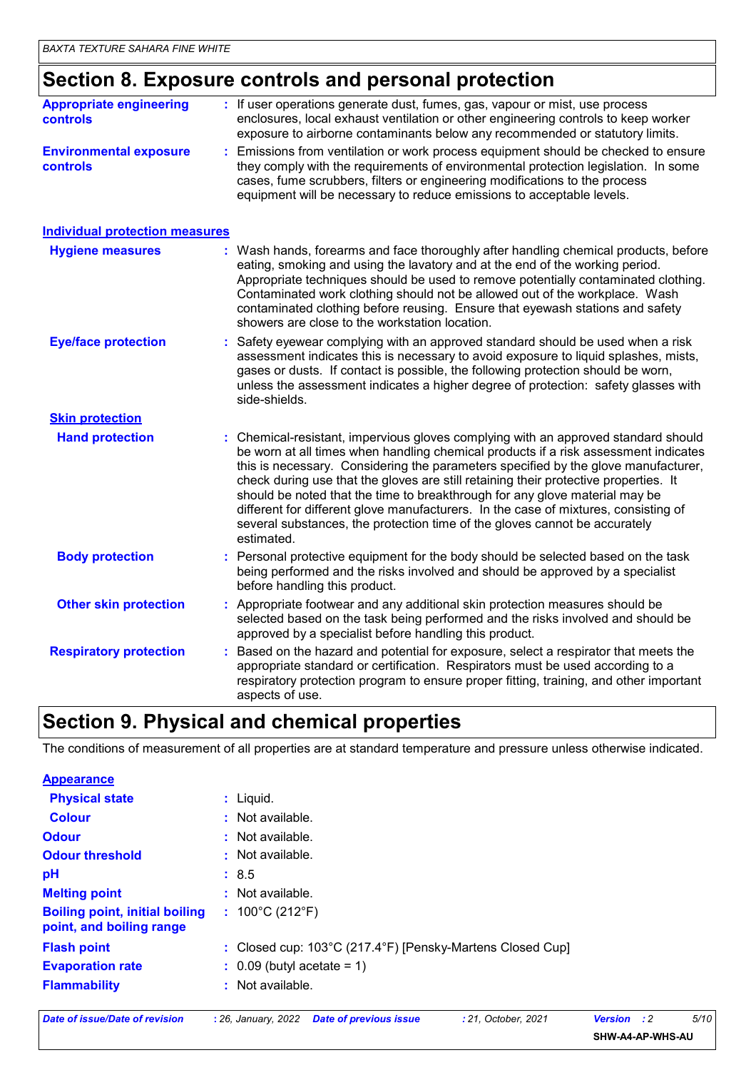## Section 8. Exposure controls and personal protection

**Appropriate engineering controls** : If user operations generate dust, fumes, gas, vapour or mist, use process enclosures, local exhaust ventilation or other engineering controls to keep worker exposure to airborne contaminants below any recommended or statutory limits.

**Environmental exposure controls** : Emissions from ventilation or work process equipment should be checked to ensure they comply with the requirements of environmental protection legislation. In some cases, fume scrubbers, filters or engineering modifications to the process equipment will be necessary to reduce emissions to acceptable levels.

### Individual protection measures

**Hygiene measures** : Wash hands, forearms and face thoroughly after handling chemical products, before eating, smoking and using the lavatory and at the end of the working period. Appropriate techniques should be used to remove potentially contaminated clothing. Contaminated work clothing should not be allowed out of the workplace. Wash contaminated clothing before reusing. Ensure that eyewash stations and safety showers are close to the workstation location.

**Eye/face protection** : Safety eyewear complying with an approved standard should be used when a risk assessment indicates this is necessary to avoid exposure to liquid splashes, mists, gases or dusts. If contact is possible, the following protection should be worn, unless the assessment indicates a higher degree of protection: safety glasses with side-shields.

#### Skin protection

**Hand protection** : Chemical-resistant, impervious gloves complying with an approved standard should be worn at all times when handling chemical products if a risk assessment indicates this is necessary. Considering the parameters specified by the glove manufacturer, check during use that the gloves are still retaining their protective properties. It should be noted that the time to breakthrough for any glove material may be different for different glove manufacturers. In the case of mixtures, consisting of several substances, the protection time of the gloves cannot be accurately estimated.

**Body protection** : Personal protective equipment for the body should be selected based on the task being performed and the risks involved and should be approved by a specialist before handling this product.

**Other skin protection** : Appropriate footwear and any additional skin protection measures should be selected based on the task being performed and the risks involved and should be approved by a specialist before handling this product.

**Respiratory protection** : Based on the hazard and potential for exposure, select a respirator that meets the appropriate standard or certification. Respirators must be used according to a respiratory protection program to ensure proper fitting, training, and other important aspects of use.

## Section 9. Physical and chemical properties

The conditions of measurement of all properties are at standard temperature and pressure unless otherwise indicated.

### Appearance

**Physical state** : Liquid.

**Colour** : Not available.

**Odour** : Not available.

**Odour threshold** : Not available.

**pH** : 8.5

**Melting point** : Not available.

**Boiling point, initial boiling point, and boiling range** : 100°C (212°F)

**Flash point** : Closed cup: 103°C (217.4°F) [Pensky-Martens Closed Cup]

**Evaporation rate** : 0.09 (butyl acetate = 1)

**Flammability** : Not available.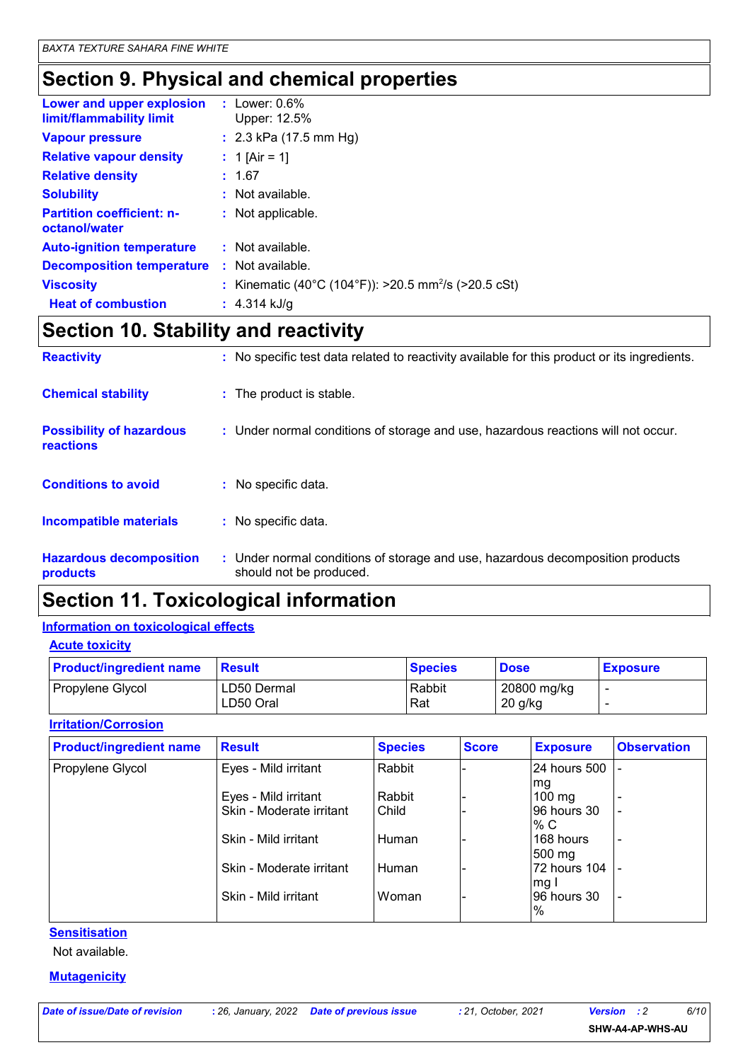# Section 9. Physical and chemical properties

**Lower and upper explosion limit/flammability limit** : Lower: 0.6%
Upper: 12.5%

**Vapour pressure** : 2.3 kPa (17.5 mm Hg)

**Relative vapour density** : 1 [Air = 1]

**Relative density** : 1.67

**Solubility** : Not available.

**Partition coefficient: n-octanol/water** : Not applicable.

**Auto-ignition temperature** : Not available.

**Decomposition temperature** : Not available.

**Viscosity** : Kinematic (40°C (104°F)): >20.5 $mm^2/s$ (>20.5 cSt)

**Heat of combustion** : 4.314 kJ/g

# Section 10. Stability and reactivity

**Reactivity** : No specific test data related to reactivity available for this product or its ingredients.

**Chemical stability** : The product is stable.

**Possibility of hazardous reactions** : Under normal conditions of storage and use, hazardous reactions will not occur.

**Conditions to avoid** : No specific data.

**Incompatible materials** : No specific data.

**Hazardous decomposition products** : Under normal conditions of storage and use, hazardous decomposition products should not be produced.

# Section 11. Toxicological information

## Information on toxicological effects

### Acute toxicity

| Product/ingredient name | Result | Species | Dose | Exposure |
|---|---|---|---|---|
| Propylene Glycol | LD50 Dermal | Rabbit | 20800 mg/kg | - |
| | LD50 Oral | Rat | 20 g/kg | - |

### Irritation/Corrosion

| Product/ingredient name | Result | Species | Score | Exposure | Observation |
|---|---|---|---|---|---|
| Propylene Glycol | Eyes - Mild irritant | Rabbit | - | 24 hours 500 mg | - |
| | Eyes - Mild irritant | Rabbit | - | 100 mg | - |
| | Skin - Moderate irritant | Child | - | 96 hours 30 % C | - |
| | Skin - Mild irritant | Human | - | 168 hours 500 mg | - |
| | Skin - Moderate irritant | Human | - | 72 hours 104 mg I | - |
| | Skin - Mild irritant | Woman | - | 96 hours 30 % | - |

### Sensitisation

Not available.

### Mutagenicity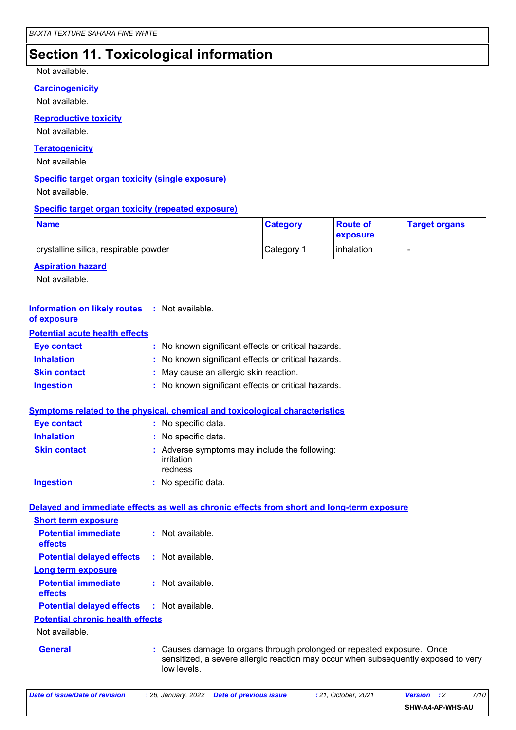# Section 11. Toxicological information

Not available.

### Carcinogenicity

Not available.

### Reproductive toxicity

Not available.

### Teratogenicity

Not available.

### Specific target organ toxicity (single exposure)

Not available.

### Specific target organ toxicity (repeated exposure)

| Name | Category | Route of exposure | Target organs |
|---|---|---|---|
| crystalline silica, respirable powder | Category 1 | inhalation | - |

### Aspiration hazard

Not available.

**Information on likely routes of exposure** : Not available.

### Potential acute health effects

**Eye contact** : No known significant effects or critical hazards.

**Inhalation** : No known significant effects or critical hazards.

**Skin contact** : May cause an allergic skin reaction.

**Ingestion** : No known significant effects or critical hazards.

### Symptoms related to the physical, chemical and toxicological characteristics

**Eye contact** : No specific data.

**Inhalation** : No specific data.

**Skin contact** : Adverse symptoms may include the following:
irritation
redness

**Ingestion** : No specific data.

### Delayed and immediate effects as well as chronic effects from short and long-term exposure

#### Short term exposure

**Potential immediate effects** : Not available.

**Potential delayed effects** : Not available.

#### Long term exposure

**Potential immediate effects** : Not available.

**Potential delayed effects** : Not available.

#### Potential chronic health effects

Not available.

**General** : Causes damage to organs through prolonged or repeated exposure. Once sensitized, a severe allergic reaction may occur when subsequently exposed to very low levels.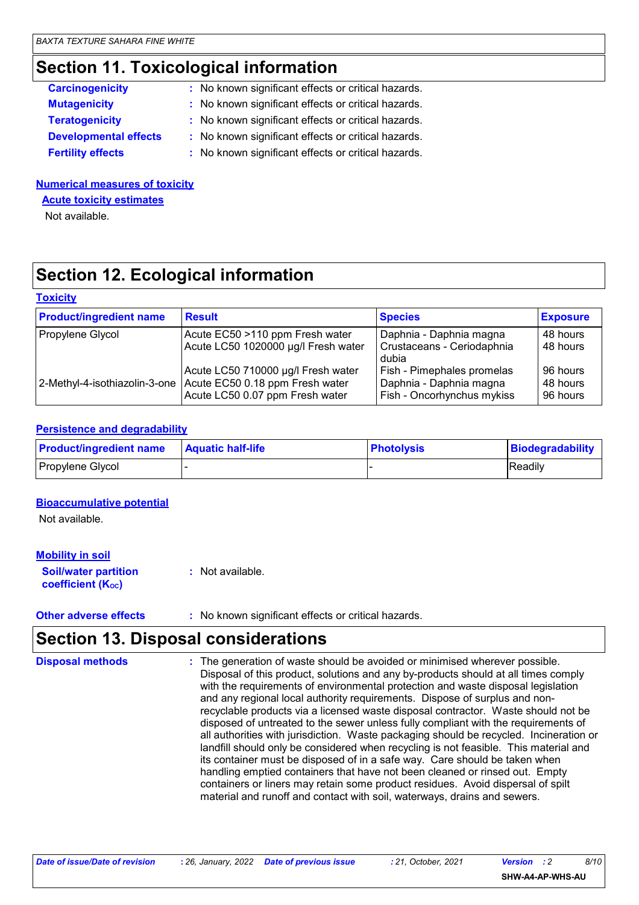## Section 11. Toxicological information

**Carcinogenicity** : No known significant effects or critical hazards.
**Mutagenicity** : No known significant effects or critical hazards.
**Teratogenicity** : No known significant effects or critical hazards.
**Developmental effects** : No known significant effects or critical hazards.
**Fertility effects** : No known significant effects or critical hazards.

**Numerical measures of toxicity**

**Acute toxicity estimates**

Not available.

## Section 12. Ecological information

**Toxicity**

| Product/ingredient name | Result | Species | Exposure |
|---|---|---|---|
| Propylene Glycol | Acute EC50 >110 ppm Fresh water | Daphnia - Daphnia magna | 48 hours |
| | Acute LC50 1020000 µg/l Fresh water | Crustaceans - Ceriodaphnia dubia | 48 hours |
| | Acute LC50 710000 µg/l Fresh water | Fish - Pimephales promelas | 96 hours |
| 2-Methyl-4-isothiazolin-3-one | Acute EC50 0.18 ppm Fresh water | Daphnia - Daphnia magna | 48 hours |
| | Acute LC50 0.07 ppm Fresh water | Fish - Oncorhynchus mykiss | 96 hours |

**Persistence and degradability**

| Product/ingredient name | Aquatic half-life | Photolysis | Biodegradability |
|---|---|---|---|
| Propylene Glycol | - | - | Readily |

**Bioaccumulative potential**

Not available.

**Mobility in soil**

**Soil/water partition coefficient ($K_{OC}$)** : Not available.

**Other adverse effects** : No known significant effects or critical hazards.

## Section 13. Disposal considerations

**Disposal methods** : The generation of waste should be avoided or minimised wherever possible. Disposal of this product, solutions and any by-products should at all times comply with the requirements of environmental protection and waste disposal legislation and any regional local authority requirements. Dispose of surplus and non-recyclable products via a licensed waste disposal contractor. Waste should not be disposed of untreated to the sewer unless fully compliant with the requirements of all authorities with jurisdiction. Waste packaging should be recycled. Incineration or landfill should only be considered when recycling is not feasible. This material and its container must be disposed of in a safe way. Care should be taken when handling emptied containers that have not been cleaned or rinsed out. Empty containers or liners may retain some product residues. Avoid dispersal of spilt material and runoff and contact with soil, waterways, drains and sewers.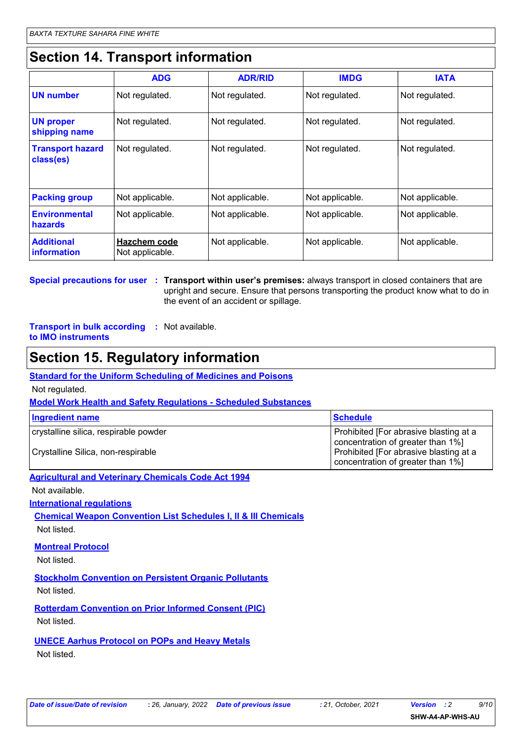## Section 14. Transport information

| | ADG | ADR/RID | IMDG | IATA |
|---|---|---|---|---|
| **UN number** | Not regulated. | Not regulated. | Not regulated. | Not regulated. |
| **UN proper shipping name** | Not regulated. | Not regulated. | Not regulated. | Not regulated. |
| **Transport hazard class(es)** | Not regulated. | Not regulated. | Not regulated. | Not regulated. |
| **Packing group** | Not applicable. | Not applicable. | Not applicable. | Not applicable. |
| **Environmental hazards** | Not applicable. | Not applicable. | Not applicable. | Not applicable. |
| **Additional information** | **Hazchem code** Not applicable. | Not applicable. | Not applicable. | Not applicable. |

**Special precautions for user** : **Transport within user's premises:** always transport in closed containers that are upright and secure. Ensure that persons transporting the product know what to do in the event of an accident or spillage.

**Transport in bulk according to IMO instruments** : Not available.

## Section 15. Regulatory information

**Standard for the Uniform Scheduling of Medicines and Poisons**

Not regulated.

**Model Work Health and Safety Regulations - Scheduled Substances**

| Ingredient name | Schedule |
|---|---|
| crystalline silica, respirable powder | Prohibited [For abrasive blasting at a concentration of greater than 1%] |
| Crystalline Silica, non-respirable | Prohibited [For abrasive blasting at a concentration of greater than 1%] |

**Agricultural and Veterinary Chemicals Code Act 1994**

Not available.

**International regulations**

**Chemical Weapon Convention List Schedules I, II & III Chemicals**

Not listed.

**Montreal Protocol**

Not listed.

**Stockholm Convention on Persistent Organic Pollutants**

Not listed.

**Rotterdam Convention on Prior Informed Consent (PIC)**

Not listed.

**UNECE Aarhus Protocol on POPs and Heavy Metals**

Not listed.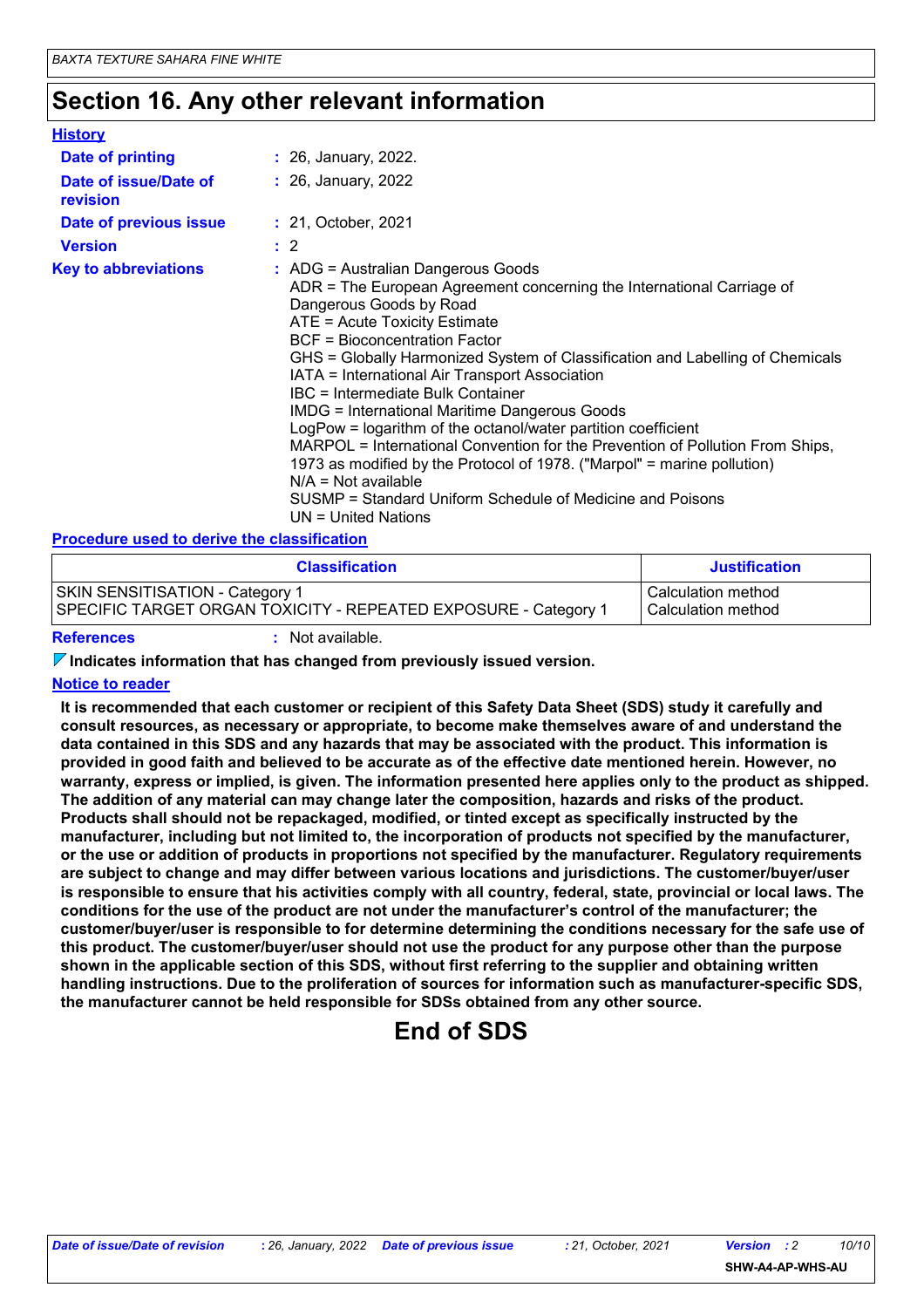## Section 16. Any other relevant information

**History**

**Date of printing** : 26, January, 2022.

**Date of issue/Date of revision** : 26, January, 2022

**Date of previous issue** : 21, October, 2021

**Version** : 2

**Key to abbreviations** : ADG = Australian Dangerous Goods
ADR = The European Agreement concerning the International Carriage of Dangerous Goods by Road
ATE = Acute Toxicity Estimate
BCF = Bioconcentration Factor
GHS = Globally Harmonized System of Classification and Labelling of Chemicals
IATA = International Air Transport Association
IBC = Intermediate Bulk Container
IMDG = International Maritime Dangerous Goods
LogPow = logarithm of the octanol/water partition coefficient
MARPOL = International Convention for the Prevention of Pollution From Ships, 1973 as modified by the Protocol of 1978. ("Marpol" = marine pollution)
N/A = Not available
SUSMP = Standard Uniform Schedule of Medicine and Poisons
UN = United Nations

**Procedure used to derive the classification**

| Classification | Justification |
|---|---|
| SKIN SENSITISATION - Category 1 | Calculation method |
| SPECIFIC TARGET ORGAN TOXICITY - REPEATED EXPOSURE - Category 1 | Calculation method |

**References** : Not available.

**Indicates information that has changed from previously issued version.**

**Notice to reader**

**It is recommended that each customer or recipient of this Safety Data Sheet (SDS) study it carefully and consult resources, as necessary or appropriate, to become make themselves aware of and understand the data contained in this SDS and any hazards that may be associated with the product. This information is provided in good faith and believed to be accurate as of the effective date mentioned herein. However, no warranty, express or implied, is given. The information presented here applies only to the product as shipped. The addition of any material can may change later the composition, hazards and risks of the product. Products shall should not be repackaged, modified, or tinted except as specifically instructed by the manufacturer, including but not limited to, the incorporation of products not specified by the manufacturer, or the use or addition of products in proportions not specified by the manufacturer. Regulatory requirements are subject to change and may differ between various locations and jurisdictions. The customer/buyer/user is responsible to ensure that his activities comply with all country, federal, state, provincial or local laws. The conditions for the use of the product are not under the manufacturer's control of the manufacturer; the customer/buyer/user is responsible to for determine determining the conditions necessary for the safe use of this product. The customer/buyer/user should not use the product for any purpose other than the purpose shown in the applicable section of this SDS, without first referring to the supplier and obtaining written handling instructions. Due to the proliferation of sources for information such as manufacturer-specific SDS, the manufacturer cannot be held responsible for SDSs obtained from any other source.**

## End of SDS